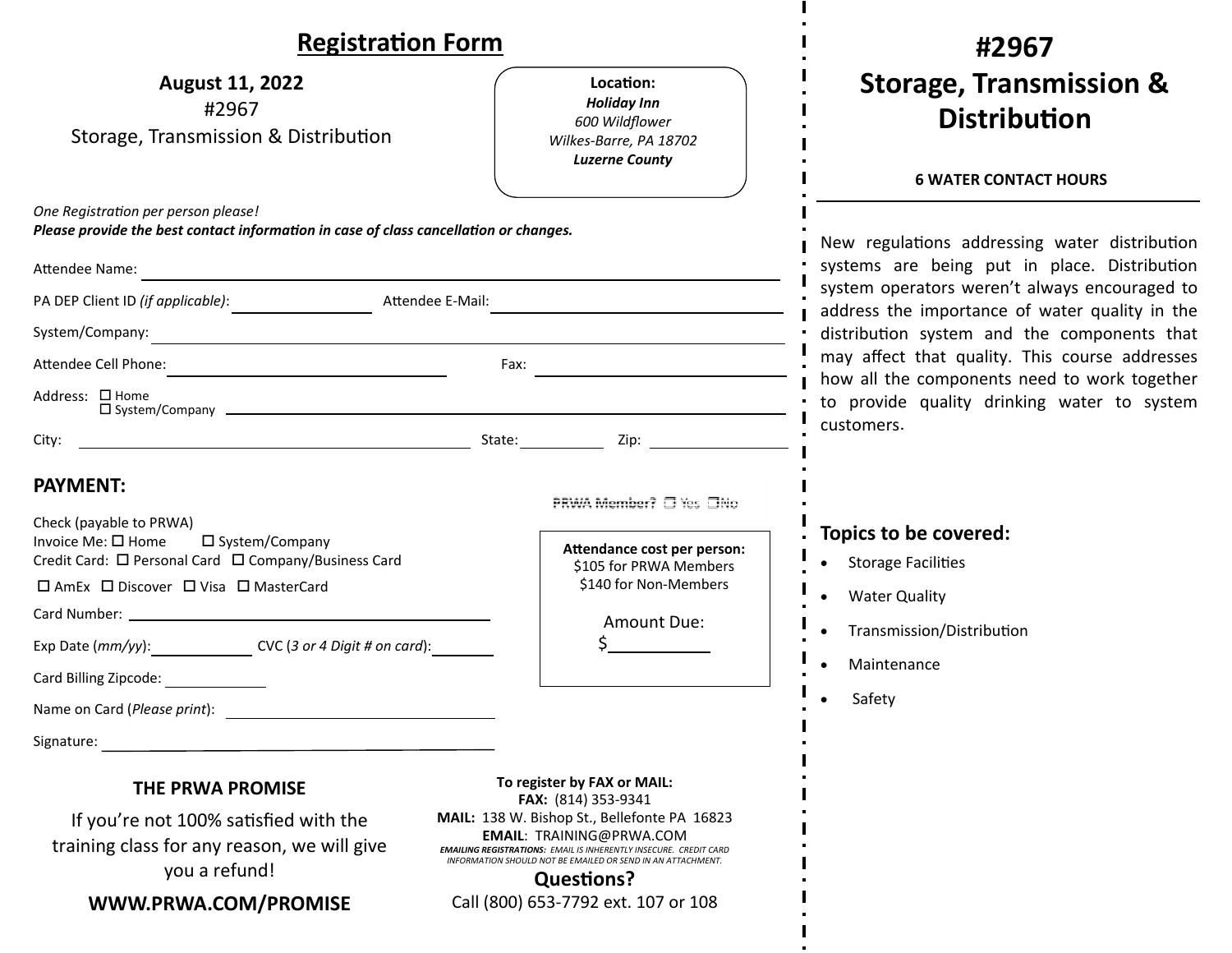# Registration Form

**August 11, 2022**
#2967
Storage, Transmission & Distribution

**Location:**
***Holiday Inn***
*600 Wildflower*
*Wilkes-Barre, PA 18702*
***Luzerne County***

*One Registration per person please!*
***Please provide the best contact information in case of class cancellation or changes.***

Attendee Name: ______________________________

PA DEP Client ID *(if applicable)*: ____________ Attendee E-Mail: ____________________

System/Company: ______________________________

Attendee Cell Phone: ____________________ Fax: ____________________

Address: ☐ Home ☐ System/Company ______________________________

City: ____________________ State: __________ Zip: __________

## PAYMENT:

PRWA Member? ☐ Yes ☐No

Check (payable to PRWA)
Invoice Me: ☐ Home ☐ System/Company
Credit Card: ☐ Personal Card ☐ Company/Business Card
☐ AmEx ☐ Discover ☐ Visa ☐ MasterCard

Card Number: ______________________________

Exp Date (*mm/yy*): __________ CVC (*3 or 4 Digit # on card*): ________

Card Billing Zipcode: __________

Name on Card (*Please print*): ____________________

Signature: ______________________________

**Attendance cost per person:**
$105 for PRWA Members
$140 for Non-Members

Amount Due:
$__________

### THE PRWA PROMISE

If you're not 100% satisfied with the training class for any reason, we will give you a refund!

**WWW.PRWA.COM/PROMISE**

**To register by FAX or MAIL:**
**FAX:** (814) 353-9341
**MAIL:** 138 W. Bishop St., Bellefonte PA 16823
**EMAIL**: TRAINING@PRWA.COM
***EMAILING REGISTRATIONS:*** *EMAIL IS INHERENTLY INSECURE. CREDIT CARD INFORMATION SHOULD NOT BE EMAILED OR SEND IN AN ATTACHMENT.*

**Questions?**
Call (800) 653-7792 ext. 107 or 108

# #2967 Storage, Transmission & Distribution

**6 WATER CONTACT HOURS**

New regulations addressing water distribution systems are being put in place. Distribution system operators weren't always encouraged to address the importance of water quality in the distribution system and the components that may affect that quality. This course addresses how all the components need to work together to provide quality drinking water to system customers.

## Topics to be covered:

- Storage Facilities
- Water Quality
- Transmission/Distribution
- Maintenance
- Safety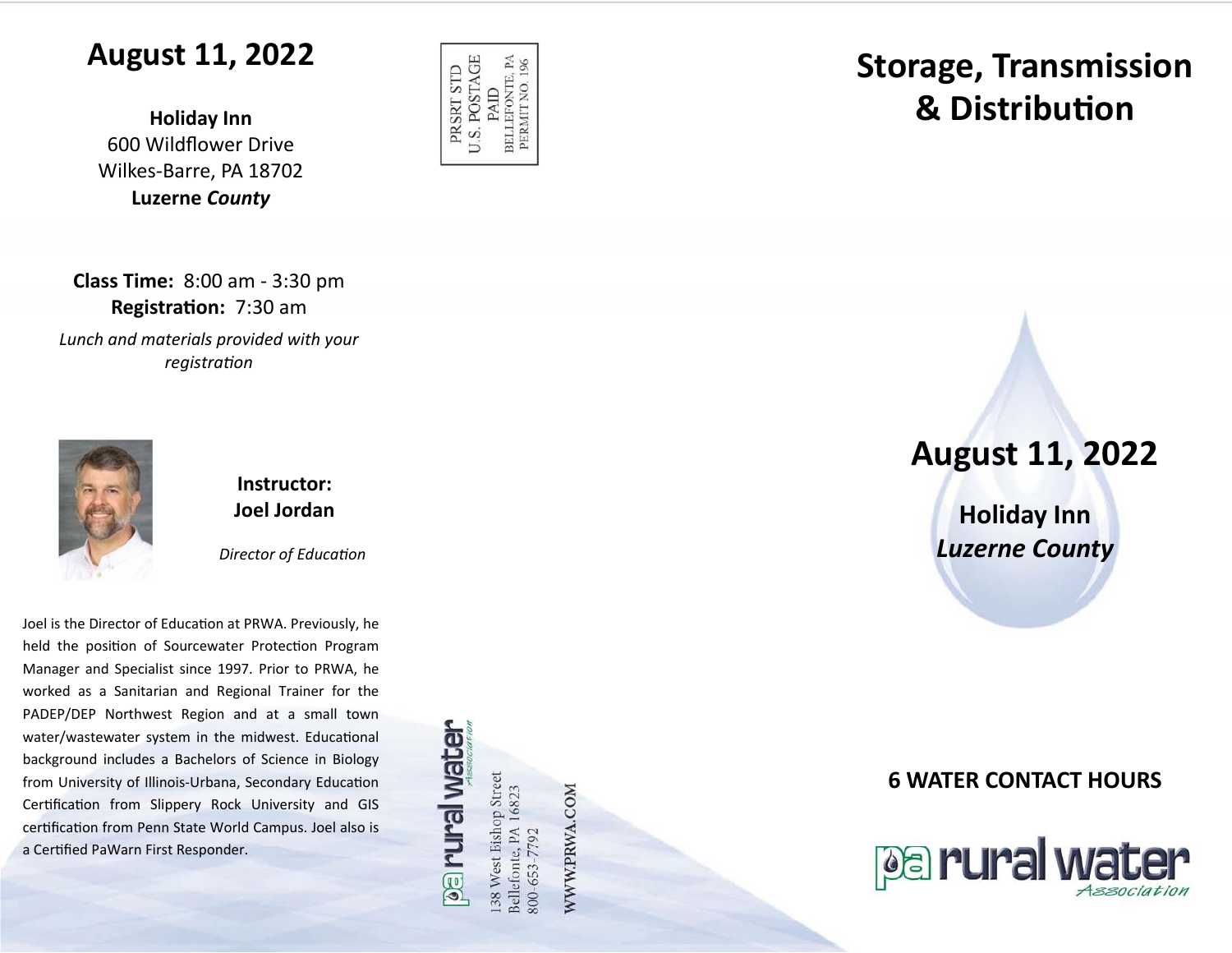## August 11, 2022

**Holiday Inn**
600 Wildflower Drive
Wilkes-Barre, PA 18702
**Luzerne *County***

**Class Time:** 8:00 am - 3:30 pm
**Registration:** 7:30 am

*Lunch and materials provided with your registration*

**Instructor:**
**Joel Jordan**

*Director of Education*

Joel is the Director of Education at PRWA. Previously, he held the position of Sourcewater Protection Program Manager and Specialist since 1997. Prior to PRWA, he worked as a Sanitarian and Regional Trainer for the PADEP/DEP Northwest Region and at a small town water/wastewater system in the midwest. Educational background includes a Bachelors of Science in Biology from University of Illinois-Urbana, Secondary Education Certification from Slippery Rock University and GIS certification from Penn State World Campus. Joel also is a Certified PaWarn First Responder.

PRSRT STD
U.S. POSTAGE
PAID
BELLEFONTE, PA
PERMIT NO. 196

pa rural water Association
138 West Bishop Street
Bellefonte, PA 16823
800-653-7792

WWW.PRWA.COM

# Storage, Transmission & Distribution

## August 11, 2022

**Holiday Inn**
***Luzerne County***

**6 WATER CONTACT HOURS**

pa rural water Association